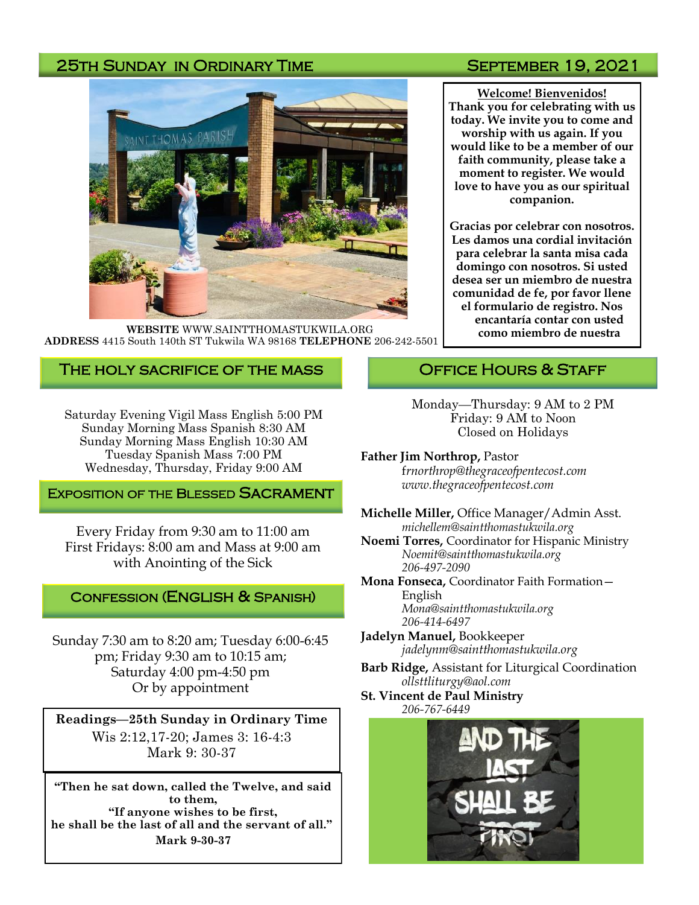## 25th Sunday in Ordinary Time — September 19, 2021

**WEBSITE** WWW.SAINTTHOMASTUKWILA.ORG
**ADDRESS** 4415 South 140th ST Tukwila WA 98168 **TELEPHONE** 206-242-5501

**Welcome! Bienvenidos!**
**Thank you for celebrating with us today. We invite you to come and worship with us again. If you would like to be a member of our faith community, please take a moment to register. We would love to have you as our spiritual companion.**

**Gracias por celebrar con nosotros. Les damos una cordial invitación para celebrar la santa misa cada domingo con nosotros. Si usted desea ser un miembro de nuestra comunidad de fe, por favor llene el formulario de registro. Nos encantaría contar con usted como miembro de nuestra**

## The Holy Sacrifice of the Mass

Saturday Evening Vigil Mass English 5:00 PM
Sunday Morning Mass Spanish 8:30 AM
Sunday Morning Mass English 10:30 AM
Tuesday Spanish Mass 7:00 PM
Wednesday, Thursday, Friday 9:00 AM

## Exposition of the Blessed Sacrament

Every Friday from 9:30 am to 11:00 am
First Fridays: 8:00 am and Mass at 9:00 am with Anointing of the Sick

## Confession (English & Spanish)

Sunday 7:30 am to 8:20 am; Tuesday 6:00-6:45 pm; Friday 9:30 am to 10:15 am; Saturday 4:00 pm-4:50 pm
Or by appointment

**Readings—25th Sunday in Ordinary Time**
Wis 2:12,17-20; James 3: 16-4:3
Mark 9: 30-37

**"Then he sat down, called the Twelve, and said to them,**
**"If anyone wishes to be first,**
**he shall be the last of all and the servant of all."**
**Mark 9-30-37**

## Office Hours & Staff

Monday—Thursday: 9 AM to 2 PM
Friday: 9 AM to Noon
Closed on Holidays

**Father Jim Northrop,** Pastor
*frnorthrop@thegraceofpentecost.com*
*www.thegraceofpentecost.com*

**Michelle Miller,** Office Manager/Admin Asst.
*michellem@saintthomastukwila.org*

**Noemi Torres,** Coordinator for Hispanic Ministry
*Noemit@saintthomastukwila.org*
*206-497-2090*

**Mona Fonseca,** Coordinator Faith Formation—English
*Mona@saintthomastukwila.org*
*206-414-6497*

**Jadelyn Manuel,** Bookkeeper
*jadelynm@saintthomastukwila.org*

**Barb Ridge,** Assistant for Liturgical Coordination
*ollsttliturgy@aol.com*

**St. Vincent de Paul Ministry**
*206-767-6449*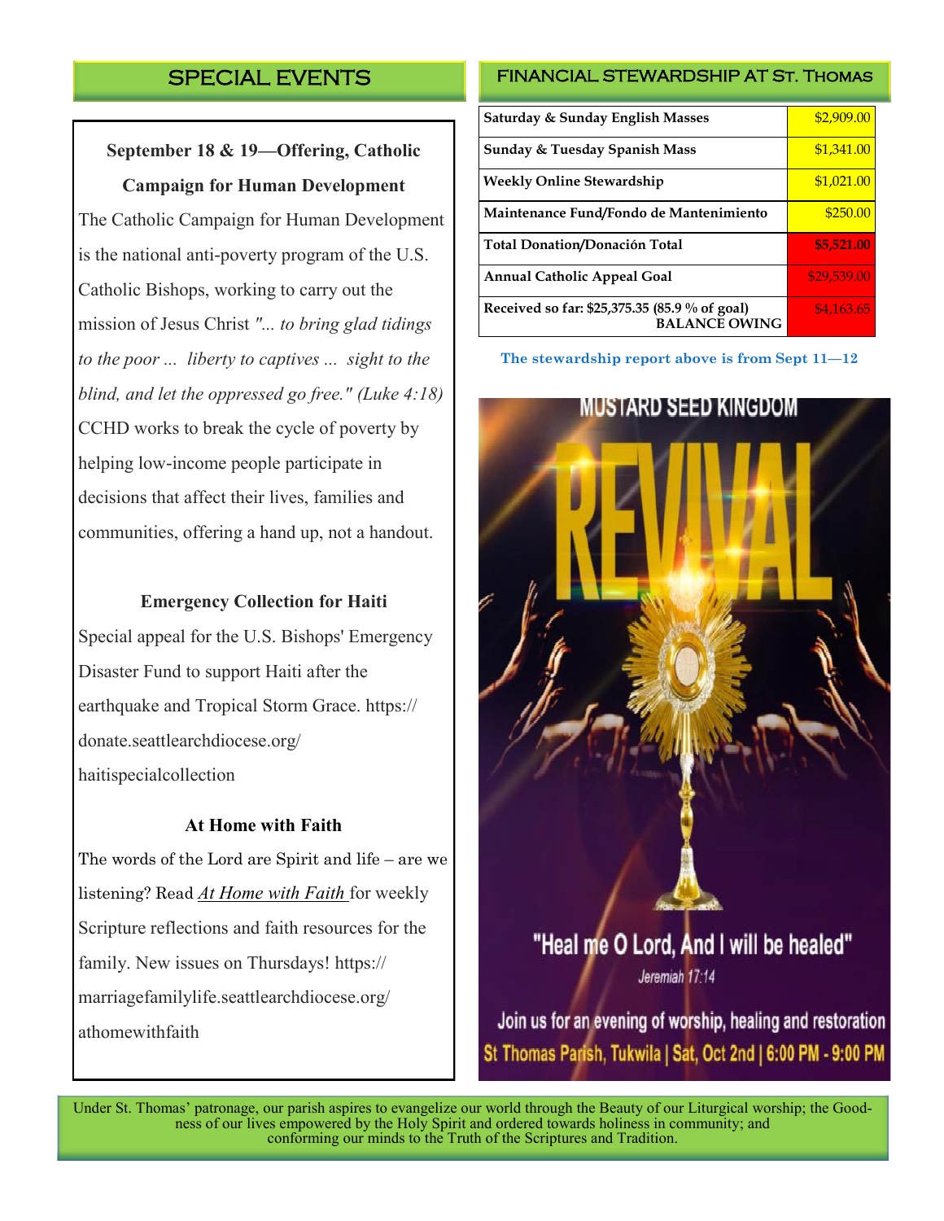## SPECIAL EVENTS

**September 18 & 19—Offering, Catholic Campaign for Human Development**

The Catholic Campaign for Human Development is the national anti-poverty program of the U.S. Catholic Bishops, working to carry out the mission of Jesus Christ *"... to bring glad tidings to the poor ... liberty to captives ... sight to the blind, and let the oppressed go free." (Luke 4:18)* CCHD works to break the cycle of poverty by helping low-income people participate in decisions that affect their lives, families and communities, offering a hand up, not a handout.

**Emergency Collection for Haiti**

Special appeal for the U.S. Bishops' Emergency Disaster Fund to support Haiti after the earthquake and Tropical Storm Grace. https://donate.seattlearchdiocese.org/haitispecialcollection

**At Home with Faith**

The words of the Lord are Spirit and life – are we listening? Read *At Home with Faith* for weekly Scripture reflections and faith resources for the family. New issues on Thursdays! https://marriagefamilylife.seattlearchdiocese.org/athomewithfaith

## FINANCIAL STEWARDSHIP AT ST. THOMAS

| | |
|---|---|
| **Saturday & Sunday English Masses** | $2,909.00 |
| **Sunday & Tuesday Spanish Mass** | $1,341.00 |
| **Weekly Online Stewardship** | $1,021.00 |
| **Maintenance Fund/Fondo de Mantenimiento** | $250.00 |
| **Total Donation/Donación Total** | $5,521.00 |
| **Annual Catholic Appeal Goal** | $29,539.00 |
| **Received so far: $25,375.35 (85.9 % of goal) BALANCE OWING** | $4,163.65 |

**The stewardship report above is from Sept 11—12**

MUSTARD SEED KINGDOM

REVIVAL

"Heal me O Lord, And I will be healed"
Jeremiah 17:14

Join us for an evening of worship, healing and restoration
St Thomas Parish, Tukwila | Sat, Oct 2nd | 6:00 PM - 9:00 PM

Under St. Thomas' patronage, our parish aspires to evangelize our world through the Beauty of our Liturgical worship; the Goodness of our lives empowered by the Holy Spirit and ordered towards holiness in community; and conforming our minds to the Truth of the Scriptures and Tradition.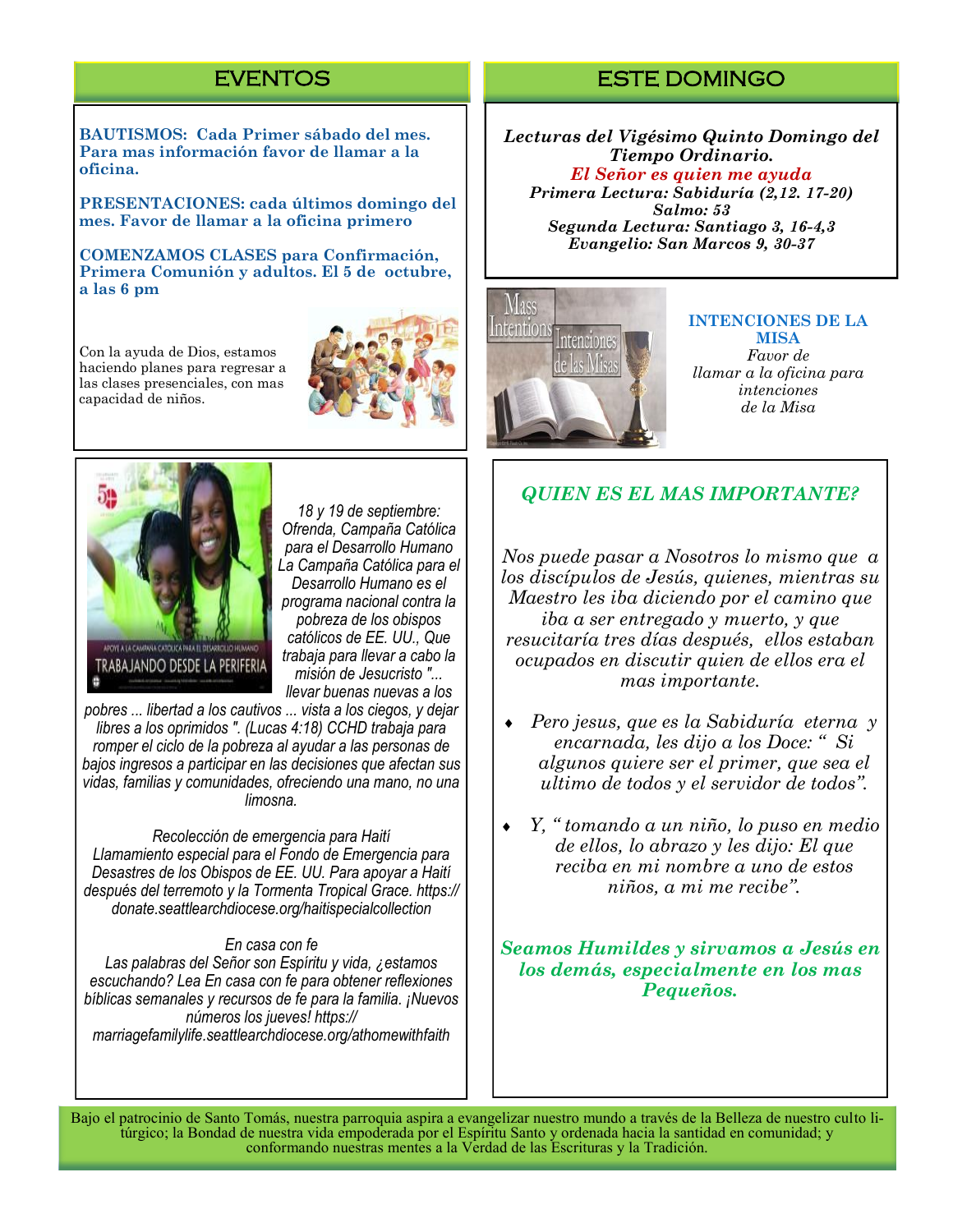## EVENTOS

**BAUTISMOS: Cada Primer sábado del mes. Para mas información favor de llamar a la oficina.**

**PRESENTACIONES: cada últimos domingo del mes. Favor de llamar a la oficina primero**

**COMENZAMOS CLASES para Confirmación, Primera Comunión y adultos. El 5 de octubre, a las 6 pm**

Con la ayuda de Dios, estamos haciendo planes para regresar a las clases presenciales, con mas capacidad de niños.

*18 y 19 de septiembre: Ofrenda, Campaña Católica para el Desarrollo Humano La Campaña Católica para el Desarrollo Humano es el programa nacional contra la pobreza de los obispos católicos de EE. UU., Que trabaja para llevar a cabo la misión de Jesucristo "... llevar buenas nuevas a los pobres ... libertad a los cautivos ... vista a los ciegos, y dejar libres a los oprimidos ". (Lucas 4:18) CCHD trabaja para romper el ciclo de la pobreza al ayudar a las personas de bajos ingresos a participar en las decisiones que afectan sus vidas, familias y comunidades, ofreciendo una mano, no una limosna.*

*Recolección de emergencia para Haití Llamamiento especial para el Fondo de Emergencia para Desastres de los Obispos de EE. UU. Para apoyar a Haití después del terremoto y la Tormenta Tropical Grace. https://donate.seattlearchdiocese.org/haitispecialcollection*

*En casa con fe Las palabras del Señor son Espíritu y vida, ¿estamos escuchando? Lea En casa con fe para obtener reflexiones bíblicas semanales y recursos de fe para la familia. ¡Nuevos números los jueves! https://marriagefamilylife.seattlearchdiocese.org/athomewithfaith*

## ESTE DOMINGO

***Lecturas del Vigésimo Quinto Domingo del Tiempo Ordinario.***
***El Señor es quien me ayuda***
***Primera Lectura: Sabiduría (2,12. 17-20)***
***Salmo: 53***
***Segunda Lectura: Santiago 3, 16-4,3***
***Evangelio: San Marcos 9, 30-37***

**INTENCIONES DE LA MISA**
*Favor de llamar a la oficina para intenciones de la Misa*

### *QUIEN ES EL MAS IMPORTANTE?*

*Nos puede pasar a Nosotros lo mismo que a los discípulos de Jesús, quienes, mientras su Maestro les iba diciendo por el camino que iba a ser entregado y muerto, y que resucitaría tres días después, ellos estaban ocupados en discutir quien de ellos era el mas importante.*

- *Pero jesus, que es la Sabiduría eterna y encarnada, les dijo a los Doce: " Si algunos quiere ser el primer, que sea el ultimo de todos y el servidor de todos".*
- *Y, " tomando a un niño, lo puso en medio de ellos, lo abrazo y les dijo: El que reciba en mi nombre a uno de estos niños, a mi me recibe".*

***Seamos Humildes y sirvamos a Jesús en los demás, especialmente en los mas Pequeños.***

Bajo el patrocinio de Santo Tomás, nuestra parroquia aspira a evangelizar nuestro mundo a través de la Belleza de nuestro culto litúrgico; la Bondad de nuestra vida empoderada por el Espíritu Santo y ordenada hacia la santidad en comunidad; y conformando nuestras mentes a la Verdad de las Escrituras y la Tradición.